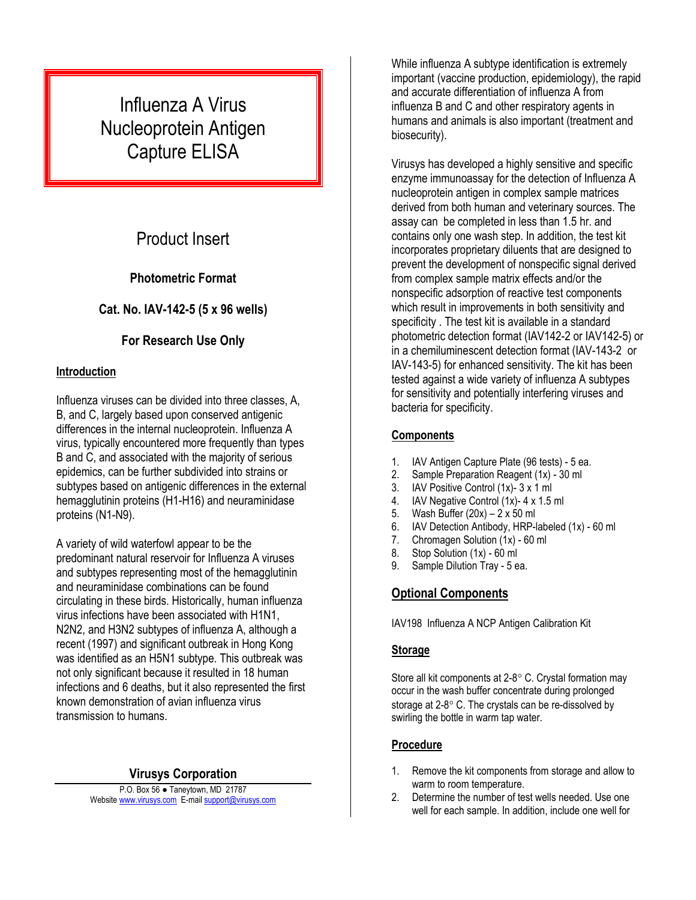# Influenza A Virus Nucleoprotein Antigen Capture ELISA

## Product Insert

**Photometric Format**

**Cat. No. IAV-142-5 (5 x 96 wells)**

**For Research Use Only**

### Introduction

Influenza viruses can be divided into three classes, A, B, and C, largely based upon conserved antigenic differences in the internal nucleoprotein. Influenza A virus, typically encountered more frequently than types B and C, and associated with the majority of serious epidemics, can be further subdivided into strains or subtypes based on antigenic differences in the external hemagglutinin proteins (H1-H16) and neuraminidase proteins (N1-N9).

A variety of wild waterfowl appear to be the predominant natural reservoir for Influenza A viruses and subtypes representing most of the hemagglutinin and neuraminidase combinations can be found circulating in these birds. Historically, human influenza virus infections have been associated with H1N1, N2N2, and H3N2 subtypes of influenza A, although a recent (1997) and significant outbreak in Hong Kong was identified as an H5N1 subtype. This outbreak was not only significant because it resulted in 18 human infections and 6 deaths, but it also represented the first known demonstration of avian influenza virus transmission to humans.

**Virusys Corporation**

P.O. Box 56 ● Taneytown, MD 21787
Website www.virusys.com E-mail support@virusys.com

While influenza A subtype identification is extremely important (vaccine production, epidemiology), the rapid and accurate differentiation of influenza A from influenza B and C and other respiratory agents in humans and animals is also important (treatment and biosecurity).

Virusys has developed a highly sensitive and specific enzyme immunoassay for the detection of Influenza A nucleoprotein antigen in complex sample matrices derived from both human and veterinary sources. The assay can be completed in less than 1.5 hr. and contains only one wash step. In addition, the test kit incorporates proprietary diluents that are designed to prevent the development of nonspecific signal derived from complex sample matrix effects and/or the nonspecific adsorption of reactive test components which result in improvements in both sensitivity and specificity . The test kit is available in a standard photometric detection format (IAV142-2 or IAV142-5) or in a chemiluminescent detection format (IAV-143-2 or IAV-143-5) for enhanced sensitivity. The kit has been tested against a wide variety of influenza A subtypes for sensitivity and potentially interfering viruses and bacteria for specificity.

### Components

1. IAV Antigen Capture Plate (96 tests) - 5 ea.
2. Sample Preparation Reagent (1x) - 30 ml
3. IAV Positive Control (1x)- 3 x 1 ml
4. IAV Negative Control (1x)- 4 x 1.5 ml
5. Wash Buffer (20x) – 2 x 50 ml
6. IAV Detection Antibody, HRP-labeled (1x) - 60 ml
7. Chromagen Solution (1x) - 60 ml
8. Stop Solution (1x) - 60 ml
9. Sample Dilution Tray - 5 ea.

### Optional Components

IAV198 Influenza A NCP Antigen Calibration Kit

### Storage

Store all kit components at 2-8° C. Crystal formation may occur in the wash buffer concentrate during prolonged storage at 2-8° C. The crystals can be re-dissolved by swirling the bottle in warm tap water.

### Procedure

1. Remove the kit components from storage and allow to warm to room temperature.
2. Determine the number of test wells needed. Use one well for each sample. In addition, include one well for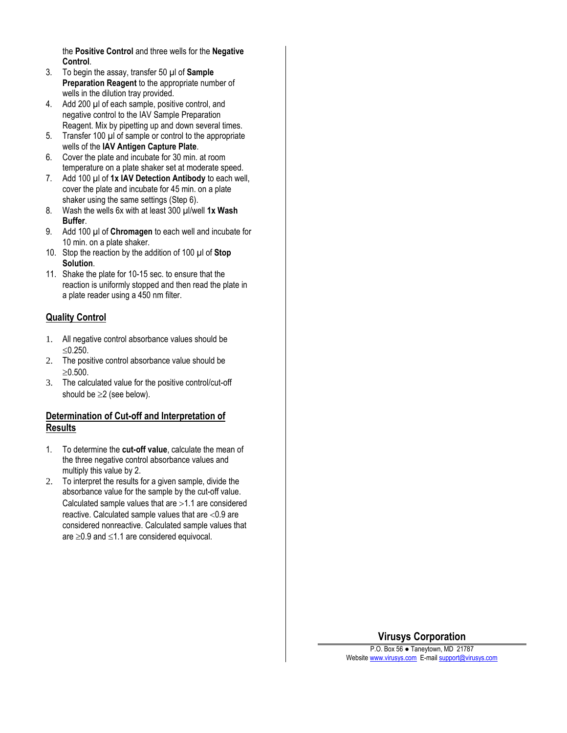the **Positive Control** and three wells for the **Negative Control**.

3. To begin the assay, transfer 50 µl of **Sample Preparation Reagent** to the appropriate number of wells in the dilution tray provided.
4. Add 200 µl of each sample, positive control, and negative control to the IAV Sample Preparation Reagent. Mix by pipetting up and down several times.
5. Transfer 100 µl of sample or control to the appropriate wells of the **IAV Antigen Capture Plate**.
6. Cover the plate and incubate for 30 min. at room temperature on a plate shaker set at moderate speed.
7. Add 100 µl of **1x IAV Detection Antibody** to each well, cover the plate and incubate for 45 min. on a plate shaker using the same settings (Step 6).
8. Wash the wells 6x with at least 300 µl/well **1x Wash Buffer**.
9. Add 100 µl of **Chromagen** to each well and incubate for 10 min. on a plate shaker.
10. Stop the reaction by the addition of 100 µl of **Stop Solution**.
11. Shake the plate for 10-15 sec. to ensure that the reaction is uniformly stopped and then read the plate in a plate reader using a 450 nm filter.

## Quality Control

1. All negative control absorbance values should be $\leq$0.250.
2. The positive control absorbance value should be $\geq$0.500.
3. The calculated value for the positive control/cut-off should be $\geq$2 (see below).

## Determination of Cut-off and Interpretation of Results

1. To determine the **cut-off value**, calculate the mean of the three negative control absorbance values and multiply this value by 2.
2. To interpret the results for a given sample, divide the absorbance value for the sample by the cut-off value. Calculated sample values that are $>$1.1 are considered reactive. Calculated sample values that are $<$0.9 are considered nonreactive. Calculated sample values that are $\geq$0.9 and $\leq$1.1 are considered equivocal.

**Virusys Corporation**

P.O. Box 56 ● Taneytown, MD 21787
Website www.virusys.com E-mail support@virusys.com